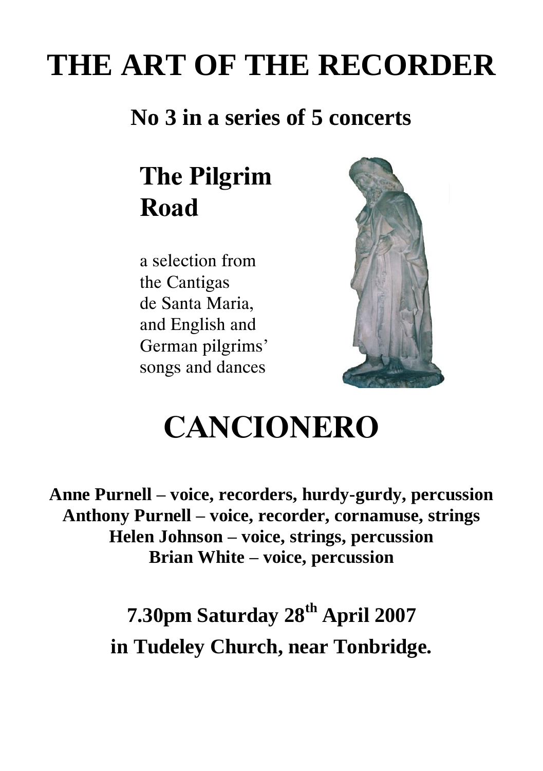# THE ART OF THE RECORDER

## No 3 in a series of 5 concerts

## The Pilgrim Road

a selection from the Cantigas de Santa Maria, and English and German pilgrims' songs and dances

# CANCIONERO

**Anne Purnell – voice, recorders, hurdy-gurdy, percussion**
**Anthony Purnell – voice, recorder, cornamuse, strings**
**Helen Johnson – voice, strings, percussion**
**Brian White – voice, percussion**

## 7.30pm Saturday 28th April 2007
## in Tudeley Church, near Tonbridge.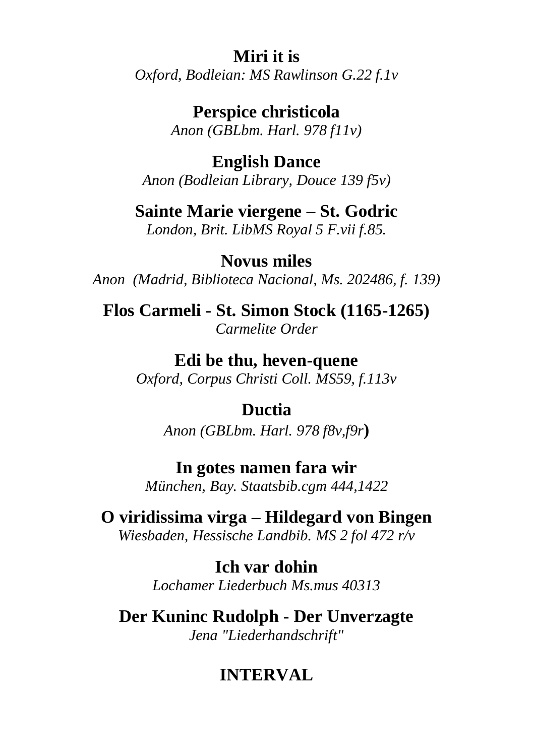**Miri it is**
*Oxford, Bodleian: MS Rawlinson G.22 f.1v*

**Perspice christicola**
*Anon (GBLbm. Harl. 978 f11v)*

**English Dance**
*Anon (Bodleian Library, Douce 139 f5v)*

**Sainte Marie viergene – St. Godric**
*London, Brit. LibMS Royal 5 F.vii f.85.*

**Novus miles**
*Anon (Madrid, Biblioteca Nacional, Ms. 202486, f. 139)*

**Flos Carmeli - St. Simon Stock (1165-1265)**
*Carmelite Order*

**Edi be thu, heven-quene**
*Oxford, Corpus Christi Coll. MS59, f.113v*

**Ductia**
*Anon (GBLbm. Harl. 978 f8v,f9r)*

**In gotes namen fara wir**
*München, Bay. Staatsbib.cgm 444,1422*

**O viridissima virga – Hildegard von Bingen**
*Wiesbaden, Hessische Landbib. MS 2 fol 472 r/v*

**Ich var dohin**
*Lochamer Liederbuch Ms.mus 40313*

**Der Kuninc Rudolph - Der Unverzagte**
*Jena "Liederhandschrift"*

**INTERVAL**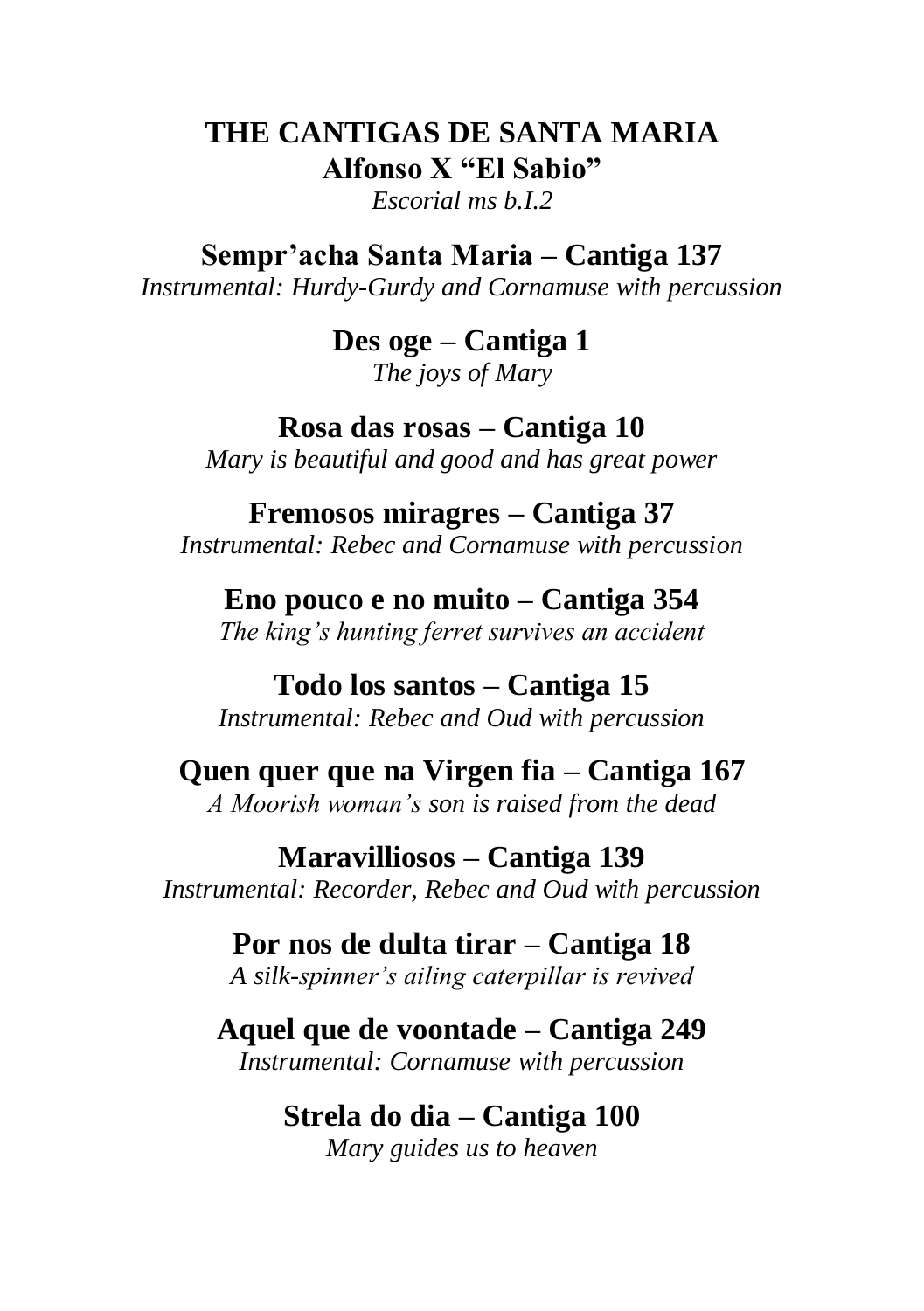# THE CANTIGAS DE SANTA MARIA

## Alfonso X "El Sabio"

*Escorial ms b.I.2*

### Sempr'acha Santa Maria – Cantiga 137

*Instrumental: Hurdy-Gurdy and Cornamuse with percussion*

### Des oge – Cantiga 1

*The joys of Mary*

### Rosa das rosas – Cantiga 10

*Mary is beautiful and good and has great power*

### Fremosos miragres – Cantiga 37

*Instrumental: Rebec and Cornamuse with percussion*

### Eno pouco e no muito – Cantiga 354

*The king's hunting ferret survives an accident*

### Todo los santos – Cantiga 15

*Instrumental: Rebec and Oud with percussion*

### Quen quer que na Virgen fia – Cantiga 167

*A Moorish woman's son is raised from the dead*

### Maravilliosos – Cantiga 139

*Instrumental: Recorder, Rebec and Oud with percussion*

### Por nos de dulta tirar – Cantiga 18

*A silk-spinner's ailing caterpillar is revived*

### Aquel que de voontade – Cantiga 249

*Instrumental: Cornamuse with percussion*

### Strela do dia – Cantiga 100

*Mary guides us to heaven*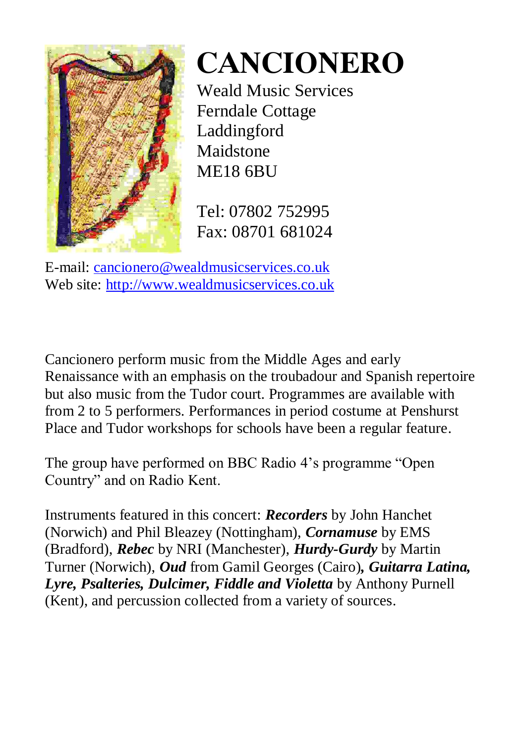# CANCIONERO

Weald Music Services
Ferndale Cottage
Laddingford
Maidstone
ME18 6BU

Tel: 07802 752995
Fax: 08701 681024

E-mail: [cancionero@wealdmusicservices.co.uk](mailto:cancionero@wealdmusicservices.co.uk)
Web site: [http://www.wealdmusicservices.co.uk](http://www.wealdmusicservices.co.uk)

Cancionero perform music from the Middle Ages and early Renaissance with an emphasis on the troubadour and Spanish repertoire but also music from the Tudor court. Programmes are available with from 2 to 5 performers. Performances in period costume at Penshurst Place and Tudor workshops for schools have been a regular feature.

The group have performed on BBC Radio 4's programme "Open Country" and on Radio Kent.

Instruments featured in this concert: ***Recorders*** by John Hanchet (Norwich) and Phil Bleazey (Nottingham), ***Cornamuse*** by EMS (Bradford), ***Rebec*** by NRI (Manchester), ***Hurdy-Gurdy*** by Martin Turner (Norwich), ***Oud*** from Gamil Georges (Cairo)***, Guitarra Latina, Lyre, Psalteries, Dulcimer, Fiddle and Violetta*** by Anthony Purnell (Kent), and percussion collected from a variety of sources.